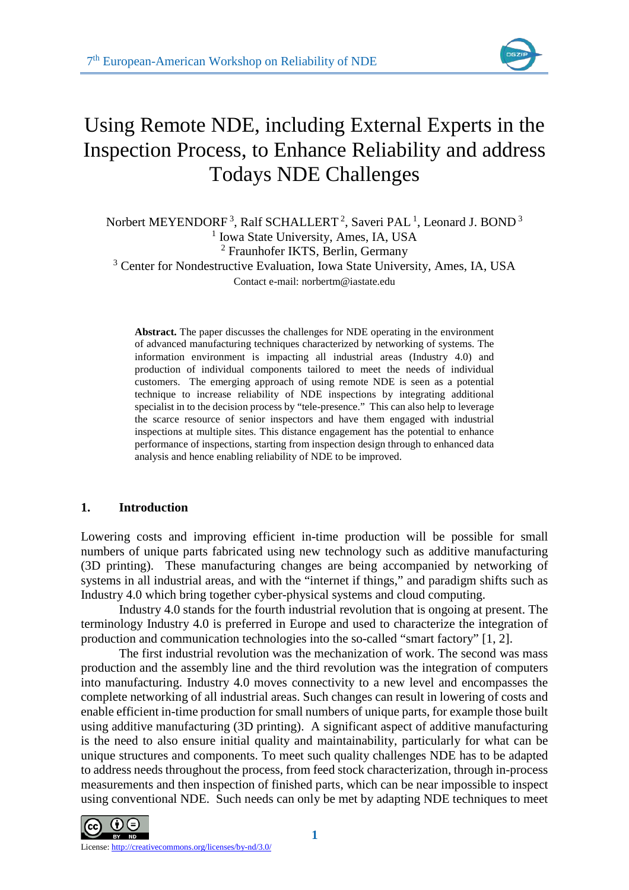# Using Remote NDE, including External Experts in the Inspection Process, to Enhance Reliability and address Todays NDE Challenges

Norbert MEYENDORF [3], Ralf SCHALLERT [2], Saveri PAL [1], Leonard J. BOND [3]

[1] Iowa State University, Ames, IA, USA

[2] Fraunhofer IKTS, Berlin, Germany

[3] Center for Nondestructive Evaluation, Iowa State University, Ames, IA, USA

Contact e-mail: norbertm@iastate.edu

**Abstract.** The paper discusses the challenges for NDE operating in the environment of advanced manufacturing techniques characterized by networking of systems. The information environment is impacting all industrial areas (Industry 4.0) and production of individual components tailored to meet the needs of individual customers. The emerging approach of using remote NDE is seen as a potential technique to increase reliability of NDE inspections by integrating additional specialist in to the decision process by "tele-presence." This can also help to leverage the scarce resource of senior inspectors and have them engaged with industrial inspections at multiple sites. This distance engagement has the potential to enhance performance of inspections, starting from inspection design through to enhanced data analysis and hence enabling reliability of NDE to be improved.

## 1. Introduction

Lowering costs and improving efficient in-time production will be possible for small numbers of unique parts fabricated using new technology such as additive manufacturing (3D printing). These manufacturing changes are being accompanied by networking of systems in all industrial areas, and with the "internet if things," and paradigm shifts such as Industry 4.0 which bring together cyber-physical systems and cloud computing.

Industry 4.0 stands for the fourth industrial revolution that is ongoing at present. The terminology Industry 4.0 is preferred in Europe and used to characterize the integration of production and communication technologies into the so-called "smart factory" [1, 2].

The first industrial revolution was the mechanization of work. The second was mass production and the assembly line and the third revolution was the integration of computers into manufacturing. Industry 4.0 moves connectivity to a new level and encompasses the complete networking of all industrial areas. Such changes can result in lowering of costs and enable efficient in-time production for small numbers of unique parts, for example those built using additive manufacturing (3D printing). A significant aspect of additive manufacturing is the need to also ensure initial quality and maintainability, particularly for what can be unique structures and components. To meet such quality challenges NDE has to be adapted to address needs throughout the process, from feed stock characterization, through in-process measurements and then inspection of finished parts, which can be near impossible to inspect using conventional NDE. Such needs can only be met by adapting NDE techniques to meet

License: http://creativecommons.org/licenses/by-nd/3.0/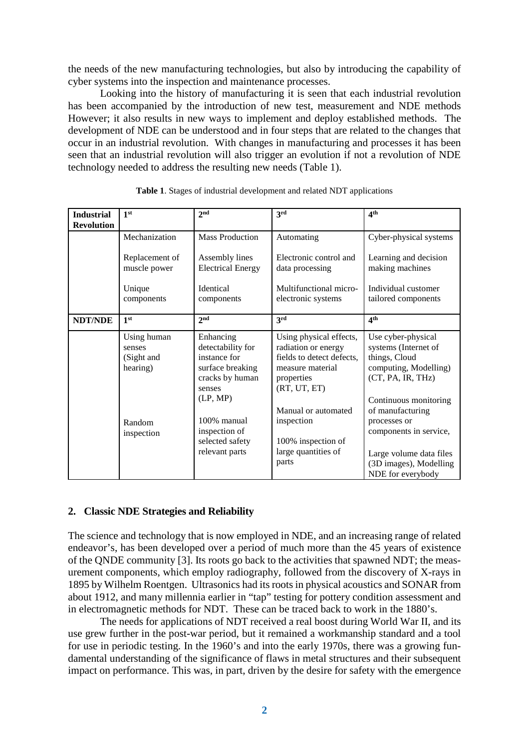the needs of the new manufacturing technologies, but also by introducing the capability of cyber systems into the inspection and maintenance processes.

Looking into the history of manufacturing it is seen that each industrial revolution has been accompanied by the introduction of new test, measurement and NDE methods However; it also results in new ways to implement and deploy established methods. The development of NDE can be understood and in four steps that are related to the changes that occur in an industrial revolution. With changes in manufacturing and processes it has been seen that an industrial revolution will also trigger an evolution if not a revolution of NDE technology needed to address the resulting new needs (Table 1).

**Table 1**. Stages of industrial development and related NDT applications

| **Industrial Revolution** | **1st** | **2nd** | **3rd** | **4th** |
|---|---|---|---|---|
| | Mechanization<br><br>Replacement of muscle power<br><br>Unique components | Mass Production<br><br>Assembly lines Electrical Energy<br><br>Identical components | Automating<br><br>Electronic control and data processing<br><br>Multifunctional micro-electronic systems | Cyber-physical systems<br><br>Learning and decision making machines<br><br>Individual customer tailored components |
| **NDT/NDE** | **1st** | **2nd** | **3rd** | **4th** |
| | Using human senses (Sight and hearing)<br><br>Random inspection | Enhancing detectability for instance for surface breaking cracks by human senses (LP, MP)<br><br>100% manual inspection of selected safety relevant parts | Using physical effects, radiation or energy fields to detect defects, measure material properties (RT, UT, ET)<br><br>Manual or automated inspection<br><br>100% inspection of large quantities of parts | Use cyber-physical systems (Internet of things, Cloud computing, Modelling) (CT, PA, IR, THz)<br><br>Continuous monitoring of manufacturing processes or components in service,<br><br>Large volume data files (3D images), Modelling NDE for everybody |

## 2. Classic NDE Strategies and Reliability

The science and technology that is now employed in NDE, and an increasing range of related endeavor's, has been developed over a period of much more than the 45 years of existence of the QNDE community [3]. Its roots go back to the activities that spawned NDT; the measurement components, which employ radiography, followed from the discovery of X-rays in 1895 by Wilhelm Roentgen. Ultrasonics had its roots in physical acoustics and SONAR from about 1912, and many millennia earlier in "tap" testing for pottery condition assessment and in electromagnetic methods for NDT. These can be traced back to work in the 1880's.

The needs for applications of NDT received a real boost during World War II, and its use grew further in the post-war period, but it remained a workmanship standard and a tool for use in periodic testing. In the 1960's and into the early 1970s, there was a growing fundamental understanding of the significance of flaws in metal structures and their subsequent impact on performance. This was, in part, driven by the desire for safety with the emergence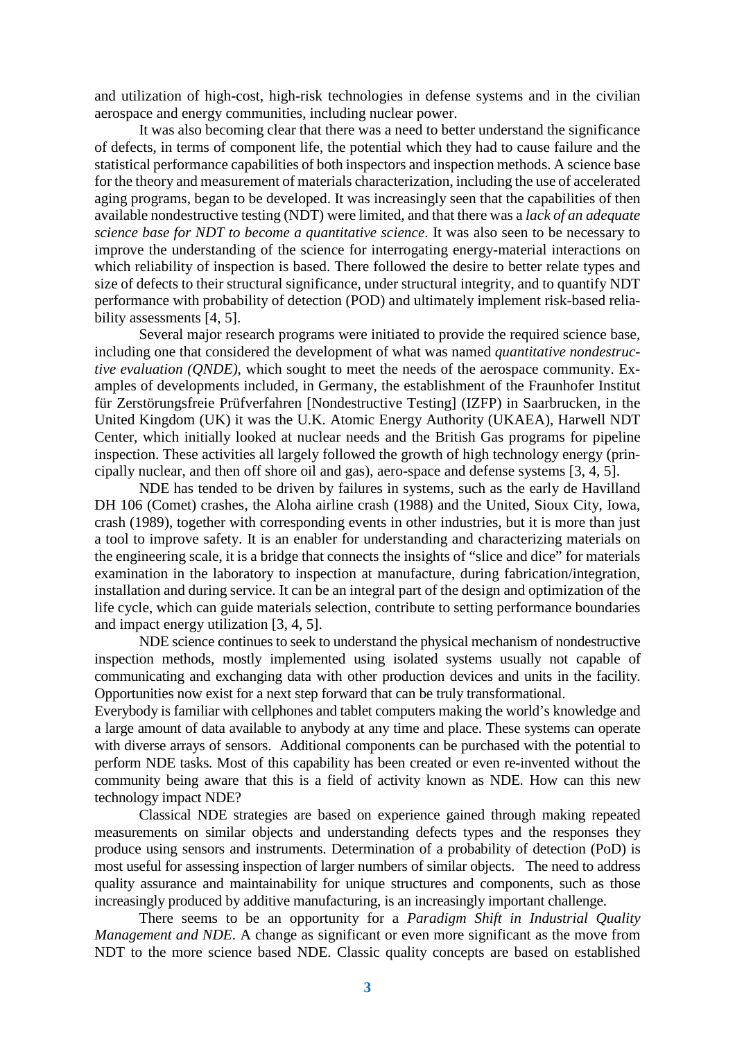and utilization of high-cost, high-risk technologies in defense systems and in the civilian aerospace and energy communities, including nuclear power.

It was also becoming clear that there was a need to better understand the significance of defects, in terms of component life, the potential which they had to cause failure and the statistical performance capabilities of both inspectors and inspection methods. A science base for the theory and measurement of materials characterization, including the use of accelerated aging programs, began to be developed. It was increasingly seen that the capabilities of then available nondestructive testing (NDT) were limited, and that there was a *lack of an adequate science base for NDT to become a quantitative science*. It was also seen to be necessary to improve the understanding of the science for interrogating energy-material interactions on which reliability of inspection is based. There followed the desire to better relate types and size of defects to their structural significance, under structural integrity, and to quantify NDT performance with probability of detection (POD) and ultimately implement risk-based reliability assessments [4, 5].

Several major research programs were initiated to provide the required science base, including one that considered the development of what was named *quantitative nondestructive evaluation (QNDE),* which sought to meet the needs of the aerospace community. Examples of developments included, in Germany, the establishment of the Fraunhofer Institut für Zerstörungsfreie Prüfverfahren [Nondestructive Testing] (IZFP) in Saarbrucken, in the United Kingdom (UK) it was the U.K. Atomic Energy Authority (UKAEA), Harwell NDT Center, which initially looked at nuclear needs and the British Gas programs for pipeline inspection. These activities all largely followed the growth of high technology energy (principally nuclear, and then off shore oil and gas), aero-space and defense systems [3, 4, 5].

NDE has tended to be driven by failures in systems, such as the early de Havilland DH 106 (Comet) crashes, the Aloha airline crash (1988) and the United, Sioux City, Iowa, crash (1989), together with corresponding events in other industries, but it is more than just a tool to improve safety. It is an enabler for understanding and characterizing materials on the engineering scale, it is a bridge that connects the insights of "slice and dice" for materials examination in the laboratory to inspection at manufacture, during fabrication/integration, installation and during service. It can be an integral part of the design and optimization of the life cycle, which can guide materials selection, contribute to setting performance boundaries and impact energy utilization [3, 4, 5].

NDE science continues to seek to understand the physical mechanism of nondestructive inspection methods, mostly implemented using isolated systems usually not capable of communicating and exchanging data with other production devices and units in the facility. Opportunities now exist for a next step forward that can be truly transformational.

Everybody is familiar with cellphones and tablet computers making the world's knowledge and a large amount of data available to anybody at any time and place. These systems can operate with diverse arrays of sensors. Additional components can be purchased with the potential to perform NDE tasks. Most of this capability has been created or even re-invented without the community being aware that this is a field of activity known as NDE. How can this new technology impact NDE?

Classical NDE strategies are based on experience gained through making repeated measurements on similar objects and understanding defects types and the responses they produce using sensors and instruments. Determination of a probability of detection (PoD) is most useful for assessing inspection of larger numbers of similar objects. The need to address quality assurance and maintainability for unique structures and components, such as those increasingly produced by additive manufacturing, is an increasingly important challenge.

There seems to be an opportunity for a *Paradigm Shift in Industrial Quality Management and NDE*. A change as significant or even more significant as the move from NDT to the more science based NDE. Classic quality concepts are based on established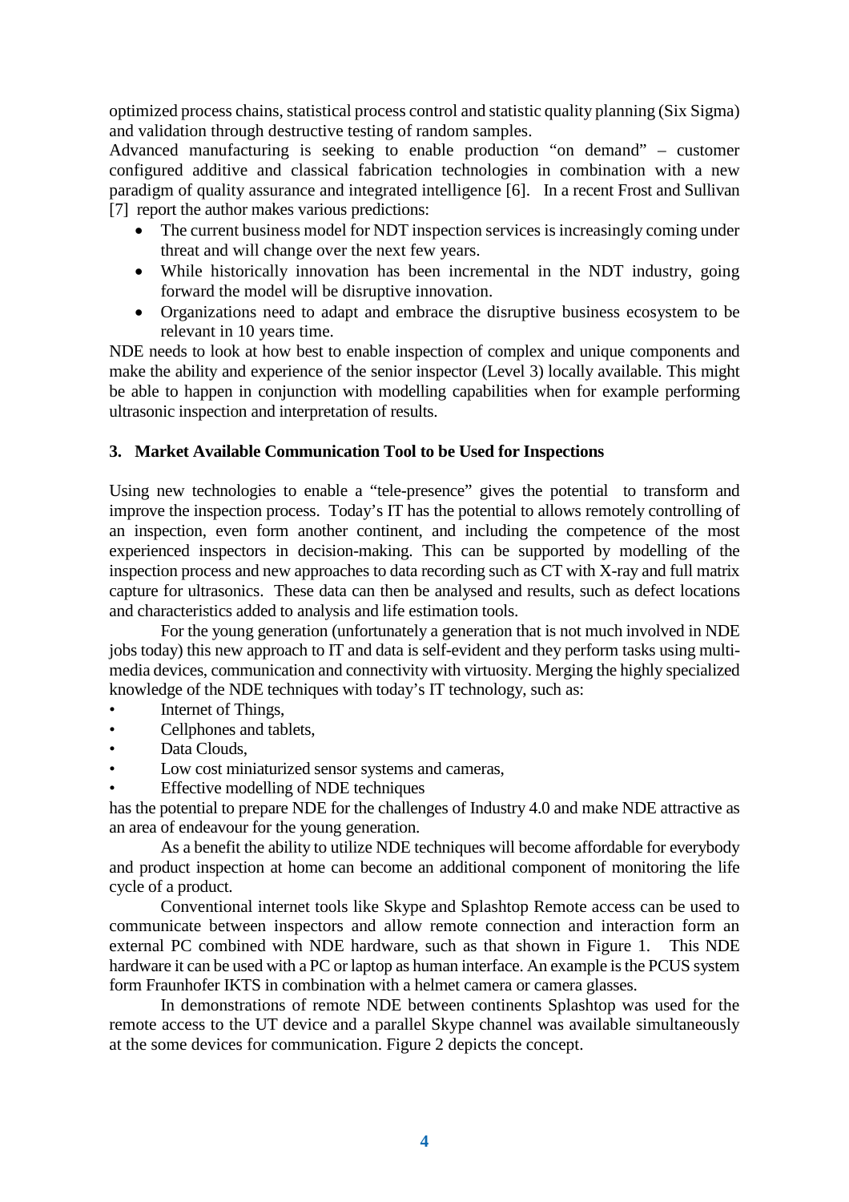optimized process chains, statistical process control and statistic quality planning (Six Sigma) and validation through destructive testing of random samples.

Advanced manufacturing is seeking to enable production "on demand" – customer configured additive and classical fabrication technologies in combination with a new paradigm of quality assurance and integrated intelligence [6]. In a recent Frost and Sullivan [7] report the author makes various predictions:

- The current business model for NDT inspection services is increasingly coming under threat and will change over the next few years.
- While historically innovation has been incremental in the NDT industry, going forward the model will be disruptive innovation.
- Organizations need to adapt and embrace the disruptive business ecosystem to be relevant in 10 years time.

NDE needs to look at how best to enable inspection of complex and unique components and make the ability and experience of the senior inspector (Level 3) locally available. This might be able to happen in conjunction with modelling capabilities when for example performing ultrasonic inspection and interpretation of results.

## 3. Market Available Communication Tool to be Used for Inspections

Using new technologies to enable a "tele-presence" gives the potential to transform and improve the inspection process. Today's IT has the potential to allows remotely controlling of an inspection, even form another continent, and including the competence of the most experienced inspectors in decision-making. This can be supported by modelling of the inspection process and new approaches to data recording such as CT with X-ray and full matrix capture for ultrasonics. These data can then be analysed and results, such as defect locations and characteristics added to analysis and life estimation tools.

For the young generation (unfortunately a generation that is not much involved in NDE jobs today) this new approach to IT and data is self-evident and they perform tasks using multi-media devices, communication and connectivity with virtuosity. Merging the highly specialized knowledge of the NDE techniques with today's IT technology, such as:

- Internet of Things,
- Cellphones and tablets,
- Data Clouds,
- Low cost miniaturized sensor systems and cameras,
- Effective modelling of NDE techniques

has the potential to prepare NDE for the challenges of Industry 4.0 and make NDE attractive as an area of endeavour for the young generation.

As a benefit the ability to utilize NDE techniques will become affordable for everybody and product inspection at home can become an additional component of monitoring the life cycle of a product.

Conventional internet tools like Skype and Splashtop Remote access can be used to communicate between inspectors and allow remote connection and interaction form an external PC combined with NDE hardware, such as that shown in Figure 1. This NDE hardware it can be used with a PC or laptop as human interface. An example is the PCUS system form Fraunhofer IKTS in combination with a helmet camera or camera glasses.

In demonstrations of remote NDE between continents Splashtop was used for the remote access to the UT device and a parallel Skype channel was available simultaneously at the some devices for communication. Figure 2 depicts the concept.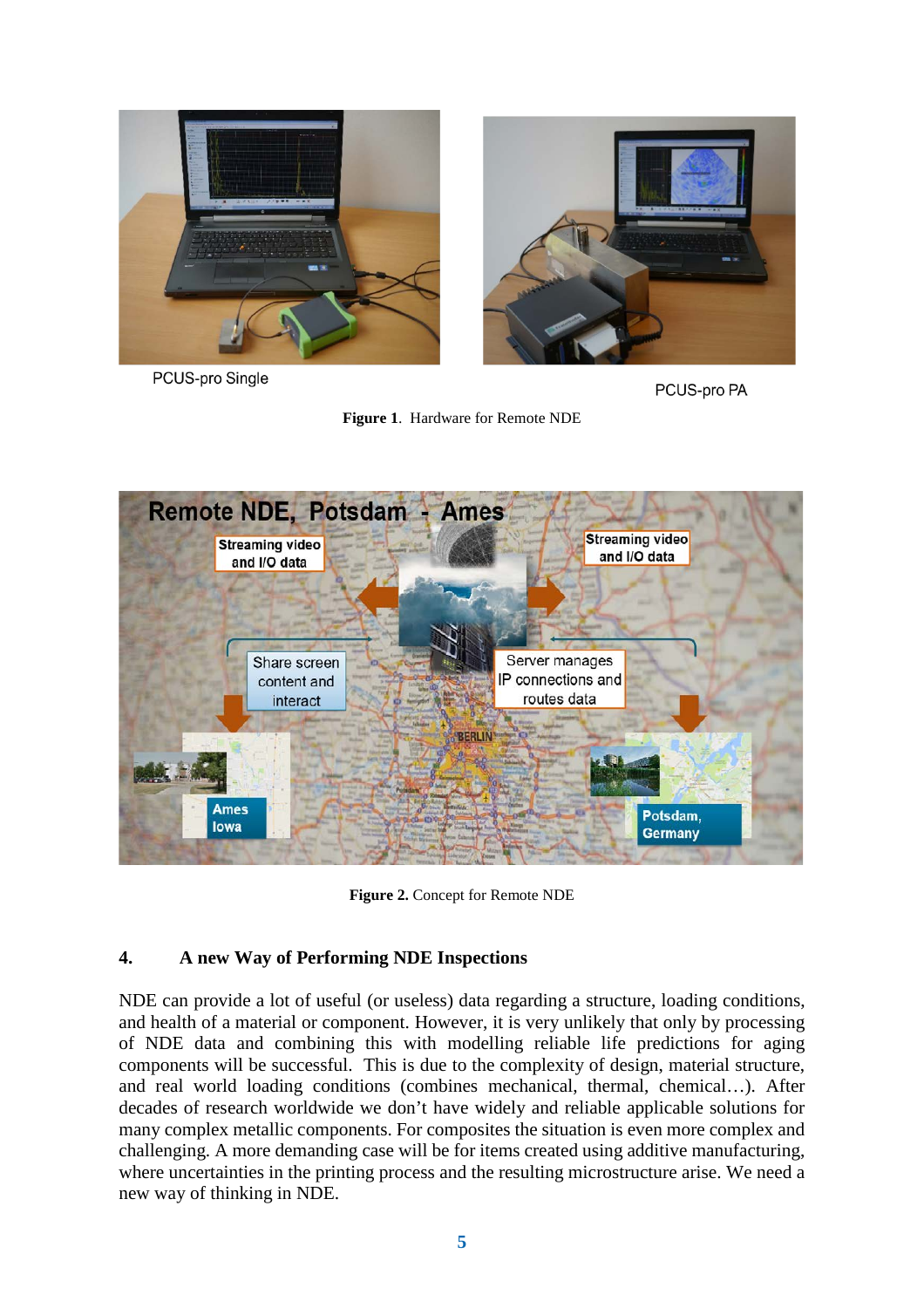PCUS-pro Single

PCUS-pro PA

**Figure 1**. Hardware for Remote NDE

**Figure 2.** Concept for Remote NDE

## 4. A new Way of Performing NDE Inspections

NDE can provide a lot of useful (or useless) data regarding a structure, loading conditions, and health of a material or component. However, it is very unlikely that only by processing of NDE data and combining this with modelling reliable life predictions for aging components will be successful. This is due to the complexity of design, material structure, and real world loading conditions (combines mechanical, thermal, chemical…). After decades of research worldwide we don't have widely and reliable applicable solutions for many complex metallic components. For composites the situation is even more complex and challenging. A more demanding case will be for items created using additive manufacturing, where uncertainties in the printing process and the resulting microstructure arise. We need a new way of thinking in NDE.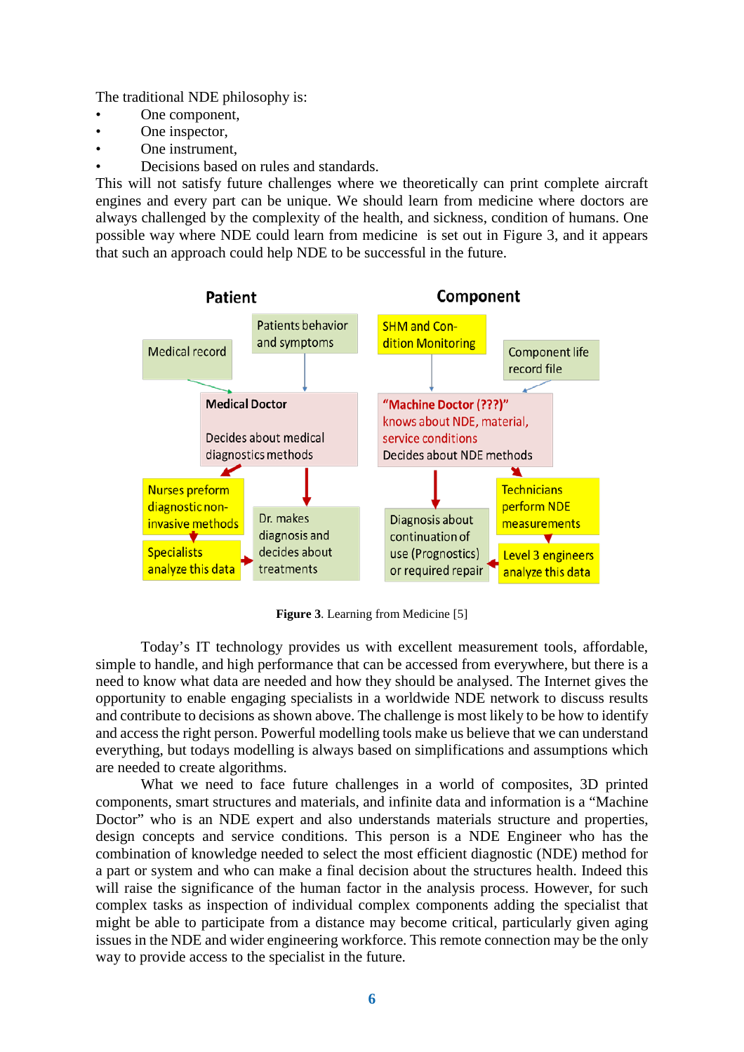The traditional NDE philosophy is:

- One component,
- One inspector,
- One instrument,
- Decisions based on rules and standards.

This will not satisfy future challenges where we theoretically can print complete aircraft engines and every part can be unique. We should learn from medicine where doctors are always challenged by the complexity of the health, and sickness, condition of humans. One possible way where NDE could learn from medicine is set out in Figure 3, and it appears that such an approach could help NDE to be successful in the future.

**Patient**

- Medical record
- Patients behavior and symptoms
- Medical Doctor — Decides about medical diagnostics methods
- Nurses preform diagnostic non-invasive methods
- Specialists analyze this data
- Dr. makes diagnosis and decides about treatments

**Component**

- SHM and Condition Monitoring
- Component life record file
- "Machine Doctor (???)" knows about NDE, material, service conditions — Decides about NDE methods
- Technicians perform NDE measurements
- Level 3 engineers analyze this data
- Diagnosis about continuation of use (Prognostics) or required repair

**Figure 3**. Learning from Medicine [5]

Today's IT technology provides us with excellent measurement tools, affordable, simple to handle, and high performance that can be accessed from everywhere, but there is a need to know what data are needed and how they should be analysed. The Internet gives the opportunity to enable engaging specialists in a worldwide NDE network to discuss results and contribute to decisions as shown above. The challenge is most likely to be how to identify and access the right person. Powerful modelling tools make us believe that we can understand everything, but todays modelling is always based on simplifications and assumptions which are needed to create algorithms.

What we need to face future challenges in a world of composites, 3D printed components, smart structures and materials, and infinite data and information is a "Machine Doctor" who is an NDE expert and also understands materials structure and properties, design concepts and service conditions. This person is a NDE Engineer who has the combination of knowledge needed to select the most efficient diagnostic (NDE) method for a part or system and who can make a final decision about the structures health. Indeed this will raise the significance of the human factor in the analysis process. However, for such complex tasks as inspection of individual complex components adding the specialist that might be able to participate from a distance may become critical, particularly given aging issues in the NDE and wider engineering workforce. This remote connection may be the only way to provide access to the specialist in the future.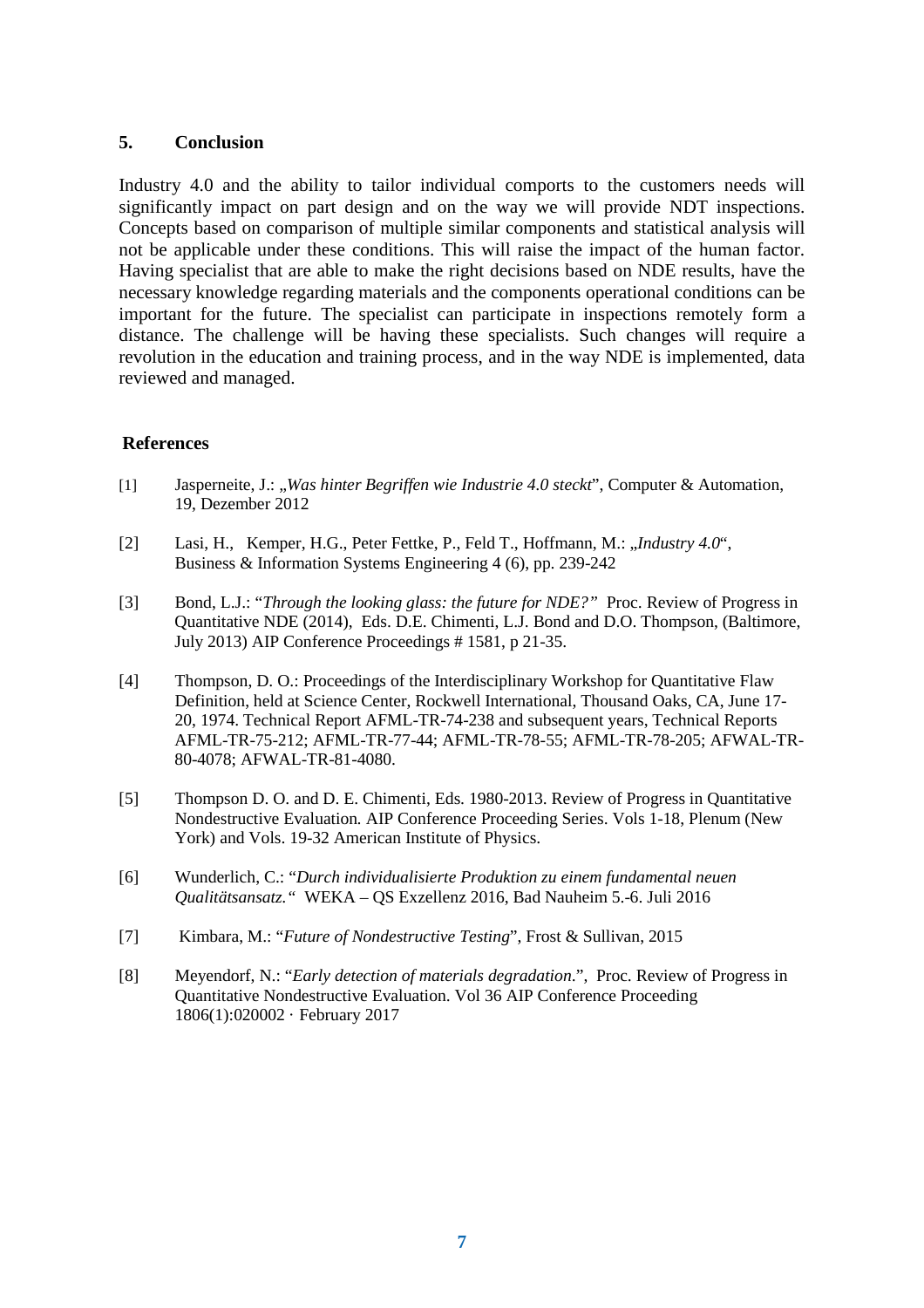## 5. Conclusion

Industry 4.0 and the ability to tailor individual comports to the customers needs will significantly impact on part design and on the way we will provide NDT inspections. Concepts based on comparison of multiple similar components and statistical analysis will not be applicable under these conditions. This will raise the impact of the human factor. Having specialist that are able to make the right decisions based on NDE results, have the necessary knowledge regarding materials and the components operational conditions can be important for the future. The specialist can participate in inspections remotely form a distance. The challenge will be having these specialists. Such changes will require a revolution in the education and training process, and in the way NDE is implemented, data reviewed and managed.

## References

[1] Jasperneite, J.: „*Was hinter Begriffen wie Industrie 4.0 steckt*", Computer & Automation, 19, Dezember 2012

[2] Lasi, H., Kemper, H.G., Peter Fettke, P., Feld T., Hoffmann, M.: „*Industry 4.0*", Business & Information Systems Engineering 4 (6), pp. 239-242

[3] Bond, L.J.: "*Through the looking glass: the future for NDE?"* Proc. Review of Progress in Quantitative NDE (2014), Eds. D.E. Chimenti, L.J. Bond and D.O. Thompson, (Baltimore, July 2013) AIP Conference Proceedings # 1581, p 21-35.

[4] Thompson, D. O.: Proceedings of the Interdisciplinary Workshop for Quantitative Flaw Definition, held at Science Center, Rockwell International, Thousand Oaks, CA, June 17-20, 1974. Technical Report AFML-TR-74-238 and subsequent years, Technical Reports AFML-TR-75-212; AFML-TR-77-44; AFML-TR-78-55; AFML-TR-78-205; AFWAL-TR-80-4078; AFWAL-TR-81-4080.

[5] Thompson D. O. and D. E. Chimenti, Eds. 1980-2013. Review of Progress in Quantitative Nondestructive Evaluation*.* AIP Conference Proceeding Series. Vols 1-18, Plenum (New York) and Vols. 19-32 American Institute of Physics.

[6] Wunderlich, C.: "*Durch individualisierte Produktion zu einem fundamental neuen Qualitätsansatz."* WEKA – QS Exzellenz 2016, Bad Nauheim 5.-6. Juli 2016

[7] Kimbara, M.: "*Future of Nondestructive Testing*", Frost & Sullivan, 2015

[8] Meyendorf, N.: "*Early detection of materials degradation*.", Proc. Review of Progress in Quantitative Nondestructive Evaluation. Vol 36 AIP Conference Proceeding 1806(1):020002 · February 2017